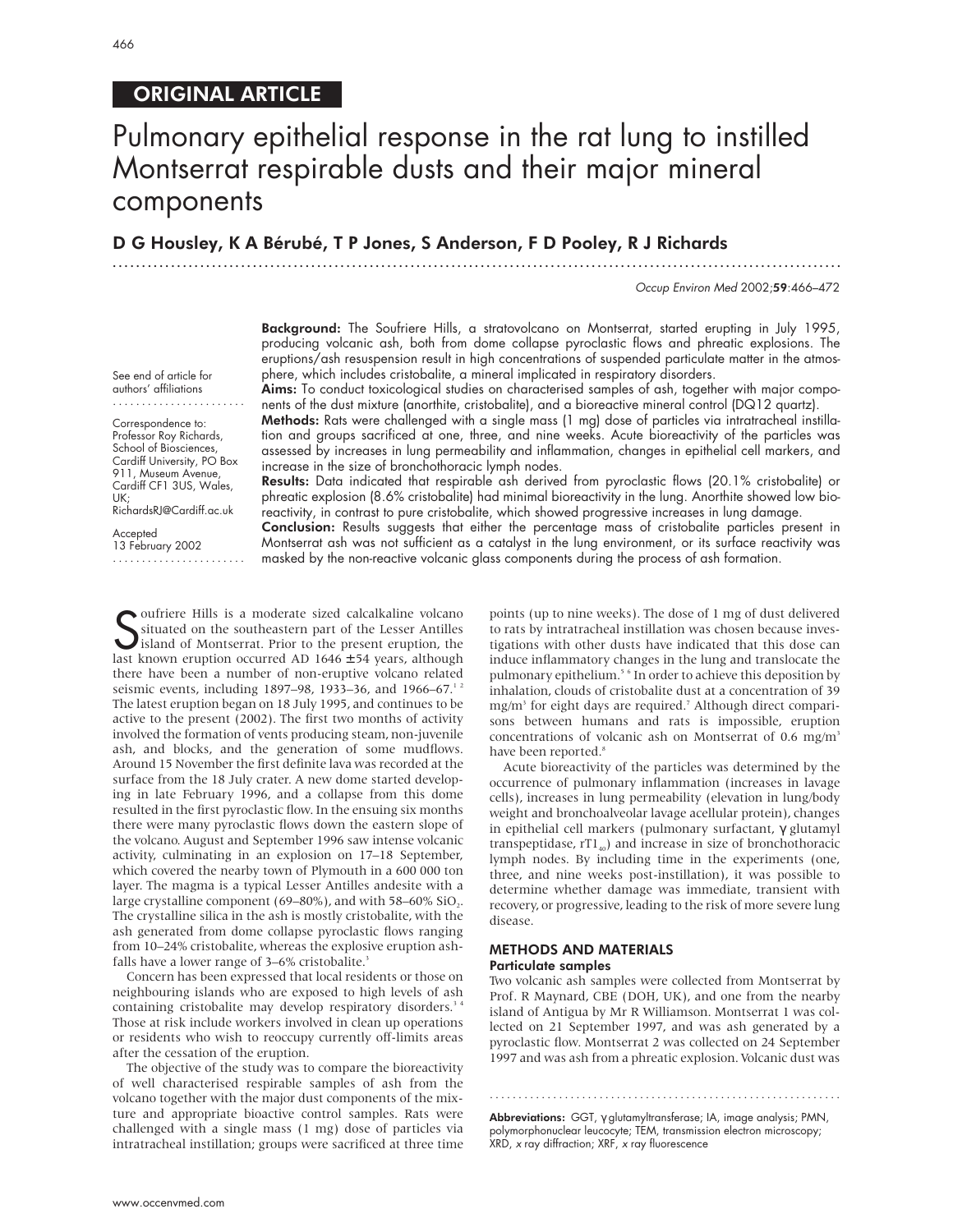ORIGINAL ARTICLE

# Pulmonary epithelial response in the rat lung to instilled Montserrat respirable dusts and their major mineral components

**D G Housley, K A Bérubé, T P Jones, S Anderson, F D Pooley, R J Richards**

See end of article for authors' affiliations

Correspondence to: Professor Roy Richards, School of Biosciences, Cardiff University, PO Box 911, Museum Avenue, Cardiff CF1 3US, Wales, UK; RichardsRJ@Cardiff.ac.uk

Accepted 13 February 2002

**Background:** The Soufriere Hills, a stratovolcano on Montserrat, started erupting in July 1995, producing volcanic ash, both from dome collapse pyroclastic flows and phreatic explosions. The eruptions/ash resuspension result in high concentrations of suspended particulate matter in the atmosphere, which includes cristobalite, a mineral implicated in respiratory disorders.

**Aims:** To conduct toxicological studies on characterised samples of ash, together with major components of the dust mixture (anorthite, cristobalite), and a bioreactive mineral control (DQ12 quartz).

**Methods:** Rats were challenged with a single mass (1 mg) dose of particles via intratracheal instillation and groups sacrificed at one, three, and nine weeks. Acute bioreactivity of the particles was assessed by increases in lung permeability and inflammation, changes in epithelial cell markers, and increase in the size of bronchothoracic lymph nodes.

**Results:** Data indicated that respirable ash derived from pyroclastic flows (20.1% cristobalite) or phreatic explosion (8.6% cristobalite) had minimal bioreactivity in the lung. Anorthite showed low bioreactivity, in contrast to pure cristobalite, which showed progressive increases in lung damage.

**Conclusion:** Results suggests that either the percentage mass of cristobalite particles present in Montserrat ash was not sufficient as a catalyst in the lung environment, or its surface reactivity was masked by the non-reactive volcanic glass components during the process of ash formation.

Soufriere Hills is a moderate sized calcalkaline volcano situated on the southeastern part of the Lesser Antilles island of Montserrat. Prior to the present eruption, the last known eruption occurred AD 1646 ±54 years, although there have been a number of non-eruptive volcano related seismic events, including 1897–98, 1933–36, and 1966–67.[1,2] The latest eruption began on 18 July 1995, and continues to be active to the present (2002). The first two months of activity involved the formation of vents producing steam, non-juvenile ash, and blocks, and the generation of some mudflows. Around 15 November the first definite lava was recorded at the surface from the 18 July crater. A new dome started developing in late February 1996, and a collapse from this dome resulted in the first pyroclastic flow. In the ensuing six months there were many pyroclastic flows down the eastern slope of the volcano. August and September 1996 saw intense volcanic activity, culminating in an explosion on 17–18 September, which covered the nearby town of Plymouth in a 600 000 ton layer. The magma is a typical Lesser Antilles andesite with a large crystalline component (69–80%), and with 58–60% $SiO_2$. The crystalline silica in the ash is mostly cristobalite, with the ash generated from dome collapse pyroclastic flows ranging from 10–24% cristobalite, whereas the explosive eruption ashfalls have a lower range of 3–6% cristobalite.[3]

Concern has been expressed that local residents or those on neighbouring islands who are exposed to high levels of ash containing cristobalite may develop respiratory disorders.[3,4] Those at risk include workers involved in clean up operations or residents who wish to reoccupy currently off-limits areas after the cessation of the eruption.

The objective of the study was to compare the bioreactivity of well characterised respirable samples of ash from the volcano together with the major dust components of the mixture and appropriate bioactive control samples. Rats were challenged with a single mass (1 mg) dose of particles via intratracheal instillation; groups were sacrificed at three time points (up to nine weeks). The dose of 1 mg of dust delivered to rats by intratracheal instillation was chosen because investigations with other dusts have indicated that this dose can induce inflammatory changes in the lung and translocate the pulmonary epithelium.[5,6] In order to achieve this deposition by inhalation, clouds of cristobalite dust at a concentration of 39 mg/m$^3$ for eight days are required.[7] Although direct comparisons between humans and rats is impossible, eruption concentrations of volcanic ash on Montserrat of 0.6 mg/m$^3$ have been reported.[8]

Acute bioreactivity of the particles was determined by the occurrence of pulmonary inflammation (increases in lavage cells), increases in lung permeability (elevation in lung/body weight and bronchoalveolar lavage acellular protein), changes in epithelial cell markers (pulmonary surfactant, γ glutamyl transpeptidase, $rT1_{40}$) and increase in size of bronchothoracic lymph nodes. By including time in the experiments (one, three, and nine weeks post-instillation), it was possible to determine whether damage was immediate, transient with recovery, or progressive, leading to the risk of more severe lung disease.

## METHODS AND MATERIALS

### Particulate samples

Two volcanic ash samples were collected from Montserrat by Prof. R Maynard, CBE (DOH, UK), and one from the nearby island of Antigua by Mr R Williamson. Montserrat 1 was collected on 21 September 1997, and was ash generated by a pyroclastic flow. Montserrat 2 was collected on 24 September 1997 and was ash from a phreatic explosion. Volcanic dust was

**Abbreviations:** GGT, γ glutamyltransferase; IA, image analysis; PMN, polymorphonuclear leucocyte; TEM, transmission electron microscopy; XRD, x ray diffraction; XRF, x ray fluorescence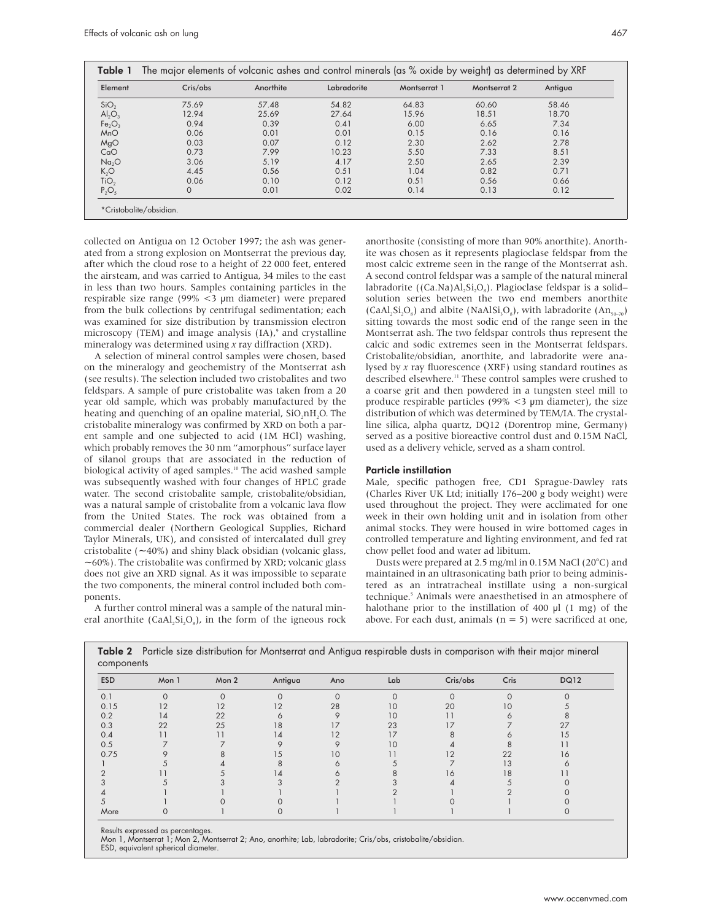**Table 1** The major elements of volcanic ashes and control minerals (as % oxide by weight) as determined by XRF

| Element | Cris/obs | Anorthite | Labradorite | Montserrat 1 | Montserrat 2 | Antigua |
|---|---|---|---|---|---|---|
| $SiO_2$ | 75.69 | 57.48 | 54.82 | 64.83 | 60.60 | 58.46 |
| $Al_2O_3$ | 12.94 | 25.69 | 27.64 | 15.96 | 18.51 | 18.70 |
| $Fe_2O_3$ | 0.94 | 0.39 | 0.41 | 6.00 | 6.65 | 7.34 |
| MnO | 0.06 | 0.01 | 0.01 | 0.15 | 0.16 | 0.16 |
| MgO | 0.03 | 0.07 | 0.12 | 2.30 | 2.62 | 2.78 |
| CaO | 0.73 | 7.99 | 10.23 | 5.50 | 7.33 | 8.51 |
| $Na_2O$ | 3.06 | 5.19 | 4.17 | 2.50 | 2.65 | 2.39 |
| $K_2O$ | 4.45 | 0.56 | 0.51 | 1.04 | 0.82 | 0.71 |
| $TiO_2$ | 0.06 | 0.10 | 0.12 | 0.51 | 0.56 | 0.66 |
| $P_2O_5$ | 0 | 0.01 | 0.02 | 0.14 | 0.13 | 0.12 |

*Cristobalite/obsidian.

collected on Antigua on 12 October 1997; the ash was generated from a strong explosion on Montserrat the previous day, after which the cloud rose to a height of 22 000 feet, entered the airsteam, and was carried to Antigua, 34 miles to the east in less than two hours. Samples containing particles in the respirable size range (99% <3 μm diameter) were prepared from the bulk collections by centrifugal sedimentation; each was examined for size distribution by transmission electron microscopy (TEM) and image analysis (IA),[9] and crystalline mineralogy was determined using *x* ray diffraction (XRD).

A selection of mineral control samples were chosen, based on the mineralogy and geochemistry of the Montserrat ash (see results). The selection included two cristobalites and two feldspars. A sample of pure cristobalite was taken from a 20 year old sample, which was probably manufactured by the heating and quenching of an opaline material, $SiO_2nH_2O$. The cristobalite mineralogy was confirmed by XRD on both a parent sample and one subjected to acid (1M HCl) washing, which probably removes the 30 nm "amorphous" surface layer of silanol groups that are associated in the reduction of biological activity of aged samples.[10] The acid washed sample was subsequently washed with four changes of HPLC grade water. The second cristobalite sample, cristobalite/obsidian, was a natural sample of cristobalite from a volcanic lava flow from the United States. The rock was obtained from a commercial dealer (Northern Geological Supplies, Richard Taylor Minerals, UK), and consisted of intercalated dull grey cristobalite (~40%) and shiny black obsidian (volcanic glass, ~60%). The cristobalite was confirmed by XRD; volcanic glass does not give an XRD signal. As it was impossible to separate the two components, the mineral control included both components.

A further control mineral was a sample of the natural mineral anorthite ($CaAl_2Si_2O_8$), in the form of the igneous rock anorthosite (consisting of more than 90% anorthite). Anorthite was chosen as it represents plagioclase feldspar from the most calcic extreme seen in the range of the Montserrat ash. A second control feldspar was a sample of the natural mineral labradorite ($(Ca.Na)Al_2Si_2O_8$). Plagioclase feldspar is a solid–solution series between the two end members anorthite ($CaAl_2Si_2O_8$) and albite ($NaAlSi_3O_8$), with labradorite ($An_{50-70}$) sitting towards the most sodic end of the range seen in the Montserrat ash. The two feldspar controls thus represent the calcic and sodic extremes seen in the Montserrat feldspars. Cristobalite/obsidian, anorthite, and labradorite were analysed by *x* ray fluorescence (XRF) using standard routines as described elsewhere.[11] These control samples were crushed to a coarse grit and then powdered in a tungsten steel mill to produce respirable particles (99% <3 μm diameter), the size distribution of which was determined by TEM/IA. The crystalline silica, alpha quartz, DQ12 (Dorentrop mine, Germany) served as a positive bioreactive control dust and 0.15M NaCl, used as a delivery vehicle, served as a sham control.

### Particle instillation

Male, specific pathogen free, CD1 Sprague-Dawley rats (Charles River UK Ltd; initially 176–200 g body weight) were used throughout the project. They were acclimated for one week in their own holding unit and in isolation from other animal stocks. They were housed in wire bottomed cages in controlled temperature and lighting environment, and fed rat chow pellet food and water ad libitum.

Dusts were prepared at 2.5 mg/ml in 0.15M NaCl (20°C) and maintained in an ultrasonicating bath prior to being administered as an intratracheal instillate using a non-surgical technique.[5] Animals were anaesthetised in an atmosphere of halothane prior to the instillation of 400 μl (1 mg) of the above. For each dust, animals (n = 5) were sacrificed at one,

**Table 2** Particle size distribution for Montserrat and Antigua respirable dusts in comparison with their major mineral components

| ESD | Mon 1 | Mon 2 | Antigua | Ano | Lab | Cris/obs | Cris | DQ12 |
|---|---|---|---|---|---|---|---|---|
| 0.1 | 0 | 0 | 0 | 0 | 0 | 0 | 0 | 0 |
| 0.15 | 12 | 12 | 12 | 28 | 10 | 20 | 10 | 5 |
| 0.2 | 14 | 22 | 6 | 9 | 10 | 11 | 6 | 8 |
| 0.3 | 22 | 25 | 18 | 17 | 23 | 17 | 7 | 27 |
| 0.4 | 11 | 11 | 14 | 12 | 17 | 8 | 6 | 15 |
| 0.5 | 7 | 7 | 9 | 9 | 10 | 4 | 8 | 11 |
| 0.75 | 9 | 8 | 15 | 10 | 11 | 12 | 22 | 16 |
| 1 | 5 | 4 | 8 | 6 | 5 | 7 | 13 | 6 |
| 2 | 11 | 5 | 14 | 6 | 8 | 16 | 18 | 11 |
| 3 | 5 | 3 | 3 | 2 | 3 | 4 | 5 | 0 |
| 4 | 1 | 1 | 1 | 1 | 2 | 1 | 2 | 0 |
| 5 | 1 | 0 | 0 | 1 | 1 | 0 | 1 | 0 |
| More | 0 | 1 | 0 | 1 | 1 | 1 | 1 | 0 |

Results expressed as percentages.
Mon 1, Montserrat 1; Mon 2, Montserrat 2; Ano, anorthite; Lab, labradorite; Cris/obs, cristobalite/obsidian.
ESD, equivalent spherical diameter.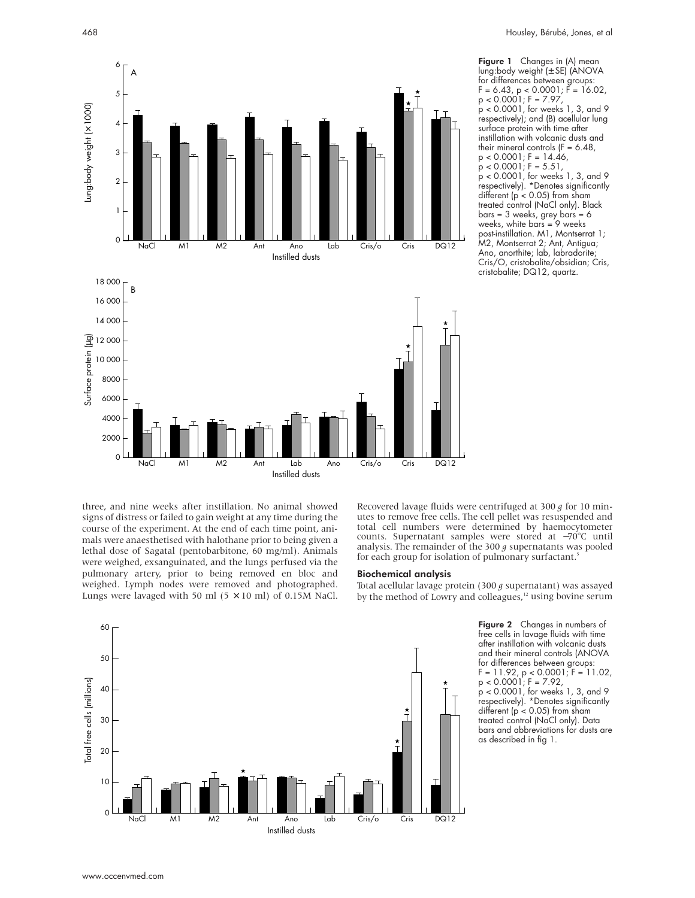**Figure 1** Changes in (A) mean lung:body weight (±SE) (ANOVA for differences between groups: $F = 6.43$, $p < 0.0001$; $F = 16.02$, $p < 0.0001$; $F = 7.97$, $p < 0.0001$, for weeks 1, 3, and 9 respectively); and (B) acellular lung surface protein with time after instillation with volcanic dusts and their mineral controls ($F = 6.48$, $p < 0.0001$; $F = 14.46$, $p < 0.0001$; $F = 5.51$, $p < 0.0001$, for weeks 1, 3, and 9 respectively). *Denotes significantly different ($p < 0.05$) from sham treated control (NaCl only). Black bars = 3 weeks, grey bars = 6 weeks, white bars = 9 weeks post-instillation. M1, Montserrat 1; M2, Montserrat 2; Ant, Antigua; Ano, anorthite; lab, labradorite; Cris/O, cristobalite/obsidian; Cris, cristobalite; DQ12, quartz.

three, and nine weeks after instillation. No animal showed signs of distress or failed to gain weight at any time during the course of the experiment. At the end of each time point, animals were anaesthetised with halothane prior to being given a lethal dose of Sagatal (pentobarbitone, 60 mg/ml). Animals were weighed, exsanguinated, and the lungs perfused via the pulmonary artery, prior to being removed en bloc and weighed. Lymph nodes were removed and photographed. Lungs were lavaged with 50 ml (5 × 10 ml) of 0.15M NaCl. Recovered lavage fluids were centrifuged at 300 *g* for 10 minutes to remove free cells. The cell pellet was resuspended and total cell numbers were determined by haemocytometer counts. Supernatant samples were stored at −70°C until analysis. The remainder of the 300 *g* supernatants was pooled for each group for isolation of pulmonary surfactant.[5]

### Biochemical analysis

Total acellular lavage protein (300 *g* supernatant) was assayed by the method of Lowry and colleagues,[12] using bovine serum

**Figure 2** Changes in numbers of free cells in lavage fluids with time after instillation with volcanic dusts and their mineral controls (ANOVA for differences between groups: $F = 11.92$, $p < 0.0001$; $F = 11.02$, $p < 0.0001$; $F = 7.92$, $p < 0.0001$, for weeks 1, 3, and 9 respectively). *Denotes significantly different ($p < 0.05$) from sham treated control (NaCl only). Data bars and abbreviations for dusts are as described in fig 1.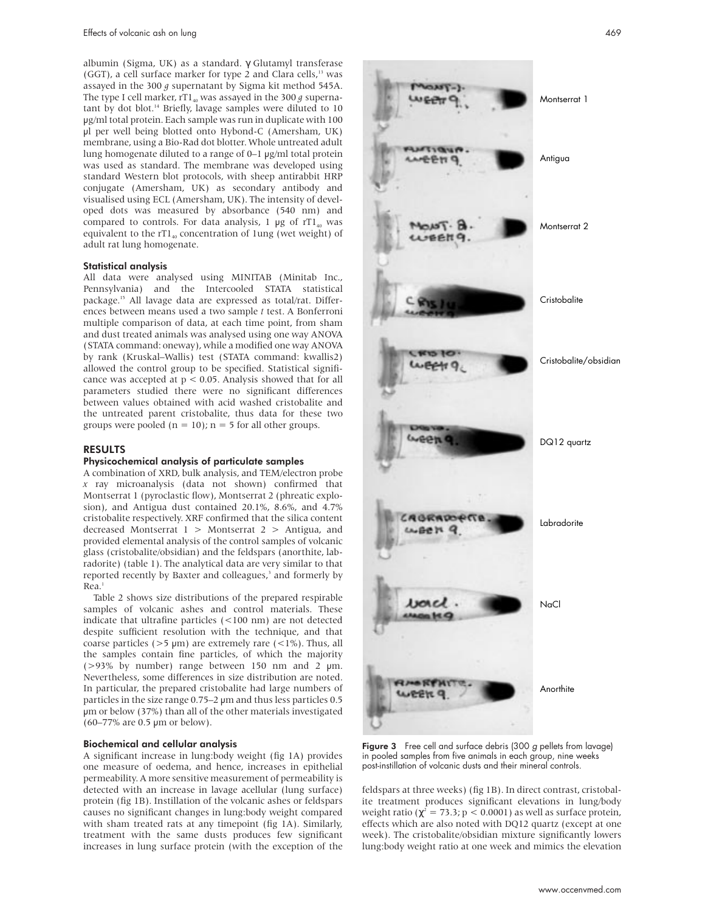albumin (Sigma, UK) as a standard. γ Glutamyl transferase (GGT), a cell surface marker for type 2 and Clara cells,[13] was assayed in the 300 *g* supernatant by Sigma kit method 545A. The type I cell marker, $rT1_{40}$ was assayed in the 300 *g* supernatant by dot blot.[14] Briefly, lavage samples were diluted to 10 µg/ml total protein. Each sample was run in duplicate with 100 µl per well being blotted onto Hybond-C (Amersham, UK) membrane, using a Bio-Rad dot blotter. Whole untreated adult lung homogenate diluted to a range of 0–1 µg/ml total protein was used as standard. The membrane was developed using standard Western blot protocols, with sheep antirabbit HRP conjugate (Amersham, UK) as secondary antibody and visualised using ECL (Amersham, UK). The intensity of developed dots was measured by absorbance (540 nm) and compared to controls. For data analysis, 1 µg of $rT1_{40}$ was equivalent to the $rT1_{40}$ concentration of 1ung (wet weight) of adult rat lung homogenate.

### Statistical analysis

All data were analysed using MINITAB (Minitab Inc., Pennsylvania) and the Intercooled STATA statistical package.[15] All lavage data are expressed as total/rat. Differences between means used a two sample *t* test. A Bonferroni multiple comparison of data, at each time point, from sham and dust treated animals was analysed using one way ANOVA (STATA command: oneway), while a modified one way ANOVA by rank (Kruskal–Wallis) test (STATA command: kwallis2) allowed the control group to be specified. Statistical significance was accepted at $p < 0.05$. Analysis showed that for all parameters studied there were no significant differences between values obtained with acid washed cristobalite and the untreated parent cristobalite, thus data for these two groups were pooled ($n = 10$); $n = 5$ for all other groups.

## RESULTS

### Physicochemical analysis of particulate samples

A combination of XRD, bulk analysis, and TEM/electron probe *x* ray microanalysis (data not shown) confirmed that Montserrat 1 (pyroclastic flow), Montserrat 2 (phreatic explosion), and Antigua dust contained 20.1%, 8.6%, and 4.7% cristobalite respectively. XRF confirmed that the silica content decreased Montserrat 1 > Montserrat 2 > Antigua, and provided elemental analysis of the control samples of volcanic glass (cristobalite/obsidian) and the feldspars (anorthite, labradorite) (table 1). The analytical data are very similar to that reported recently by Baxter and colleagues,[3] and formerly by Rea.[1]

Table 2 shows size distributions of the prepared respirable samples of volcanic ashes and control materials. These indicate that ultrafine particles (<100 nm) are not detected despite sufficient resolution with the technique, and that coarse particles (>5 µm) are extremely rare (<1%). Thus, all the samples contain fine particles, of which the majority (>93% by number) range between 150 nm and 2 µm. Nevertheless, some differences in size distribution are noted. In particular, the prepared cristobalite had large numbers of particles in the size range 0.75–2 µm and thus less particles 0.5 µm or below (37%) than all of the other materials investigated (60–77% are 0.5 µm or below).

### Biochemical and cellular analysis

A significant increase in lung:body weight (fig 1A) provides one measure of oedema, and hence, increases in epithelial permeability. A more sensitive measurement of permeability is detected with an increase in lavage acellular (lung surface) protein (fig 1B). Instillation of the volcanic ashes or feldspars causes no significant changes in lung:body weight compared with sham treated rats at any timepoint (fig 1A). Similarly, treatment with the same dusts produces few significant increases in lung surface protein (with the exception of the feldspars at three weeks) (fig 1B). In direct contrast, cristobalite treatment produces significant elevations in lung/body weight ratio ($\chi^2 = 73.3$; $p < 0.0001$) as well as surface protein, effects which are also noted with DQ12 quartz (except at one week). The cristobalite/obsidian mixture significantly lowers lung:body weight ratio at one week and mimics the elevation

Montserrat 1

Antigua

Montserrat 2

Cristobalite

Cristobalite/obsidian

DQ12 quartz

Labradorite

NaCl

Anorthite

**Figure 3** Free cell and surface debris (300 *g* pellets from lavage) in pooled samples from five animals in each group, nine weeks post-instillation of volcanic dusts and their mineral controls.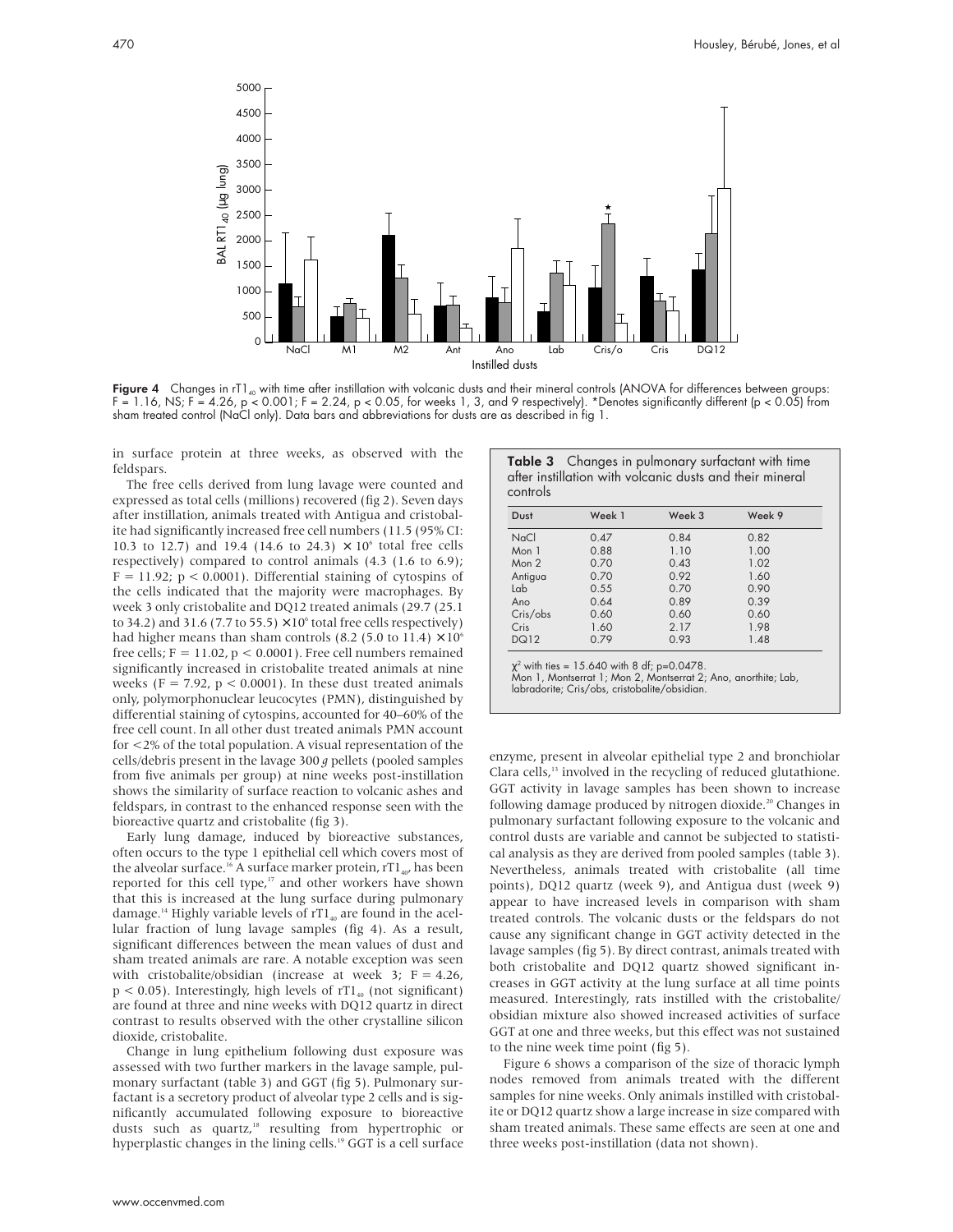**Figure 4** Changes in $rT1_{40}$ with time after instillation with volcanic dusts and their mineral controls (ANOVA for differences between groups: $F = 1.16$, NS; $F = 4.26$, $p < 0.001$; $F = 2.24$, $p < 0.05$, for weeks 1, 3, and 9 respectively). *Denotes significantly different ($p < 0.05$) from sham treated control (NaCl only). Data bars and abbreviations for dusts are as described in fig 1.

in surface protein at three weeks, as observed with the feldspars.

The free cells derived from lung lavage were counted and expressed as total cells (millions) recovered (fig 2). Seven days after instillation, animals treated with Antigua and cristobalite had significantly increased free cell numbers (11.5 (95% CI: 10.3 to 12.7) and 19.4 (14.6 to 24.3) $\times 10^6$ total free cells respectively) compared to control animals (4.3 (1.6 to 6.9); $F = 11.92$; $p < 0.0001$). Differential staining of cytospins of the cells indicated that the majority were macrophages. By week 3 only cristobalite and DQ12 treated animals (29.7 (25.1 to 34.2) and 31.6 (7.7 to 55.5) $\times 10^6$ total free cells respectively) had higher means than sham controls (8.2 (5.0 to 11.4) $\times 10^6$ free cells; $F = 11.02$, $p < 0.0001$). Free cell numbers remained significantly increased in cristobalite treated animals at nine weeks ($F = 7.92$, $p < 0.0001$). In these dust treated animals only, polymorphonuclear leucocytes (PMN), distinguished by differential staining of cytospins, accounted for 40–60% of the free cell count. In all other dust treated animals PMN account for <2% of the total population. A visual representation of the cells/debris present in the lavage 300 *g* pellets (pooled samples from five animals per group) at nine weeks post-instillation shows the similarity of surface reaction to volcanic ashes and feldspars, in contrast to the enhanced response seen with the bioreactive quartz and cristobalite (fig 3).

Early lung damage, induced by bioreactive substances, often occurs to the type 1 epithelial cell which covers most of the alveolar surface.[16] A surface marker protein, $rT1_{40}$, has been reported for this cell type,[17] and other workers have shown that this is increased at the lung surface during pulmonary damage.[14] Highly variable levels of $rT1_{40}$ are found in the acellular fraction of lung lavage samples (fig 4). As a result, significant differences between the mean values of dust and sham treated animals are rare. A notable exception was seen with cristobalite/obsidian (increase at week 3; $F = 4.26$, $p < 0.05$). Interestingly, high levels of $rT1_{40}$ (not significant) are found at three and nine weeks with DQ12 quartz in direct contrast to results observed with the other crystalline silicon dioxide, cristobalite.

Change in lung epithelium following dust exposure was assessed with two further markers in the lavage sample, pulmonary surfactant (table 3) and GGT (fig 5). Pulmonary surfactant is a secretory product of alveolar type 2 cells and is significantly accumulated following exposure to bioreactive dusts such as quartz,[18] resulting from hypertrophic or hyperplastic changes in the lining cells.[19] GGT is a cell surface enzyme, present in alveolar epithelial type 2 and bronchiolar Clara cells,[13] involved in the recycling of reduced glutathione. GGT activity in lavage samples has been shown to increase following damage produced by nitrogen dioxide.[20] Changes in pulmonary surfactant following exposure to the volcanic and control dusts are variable and cannot be subjected to statistical analysis as they are derived from pooled samples (table 3). Nevertheless, animals treated with cristobalite (all time points), DQ12 quartz (week 9), and Antigua dust (week 9) appear to have increased levels in comparison with sham treated controls. The volcanic dusts or the feldspars do not cause any significant change in GGT activity detected in the lavage samples (fig 5). By direct contrast, animals treated with both cristobalite and DQ12 quartz showed significant increases in GGT activity at the lung surface at all time points measured. Interestingly, rats instilled with the cristobalite/obsidian mixture also showed increased activities of surface GGT at one and three weeks, but this effect was not sustained to the nine week time point (fig 5).

Figure 6 shows a comparison of the size of thoracic lymph nodes removed from animals treated with the different samples for nine weeks. Only animals instilled with cristobalite or DQ12 quartz show a large increase in size compared with sham treated animals. These same effects are seen at one and three weeks post-instillation (data not shown).

**Table 3** Changes in pulmonary surfactant with time after instillation with volcanic dusts and their mineral controls

| Dust | Week 1 | Week 3 | Week 9 |
|---|---|---|---|
| NaCl | 0.47 | 0.84 | 0.82 |
| Mon 1 | 0.88 | 1.10 | 1.00 |
| Mon 2 | 0.70 | 0.43 | 1.02 |
| Antigua | 0.70 | 0.92 | 1.60 |
| Lab | 0.55 | 0.70 | 0.90 |
| Ano | 0.64 | 0.89 | 0.39 |
| Cris/obs | 0.60 | 0.60 | 0.60 |
| Cris | 1.60 | 2.17 | 1.98 |
| DQ12 | 0.79 | 0.93 | 1.48 |

$\chi^2$ with ties = 15.640 with 8 df; p=0.0478.
Mon 1, Montserrat 1; Mon 2, Montserrat 2; Ano, anorthite; Lab, labradorite; Cris/obs, cristobalite/obsidian.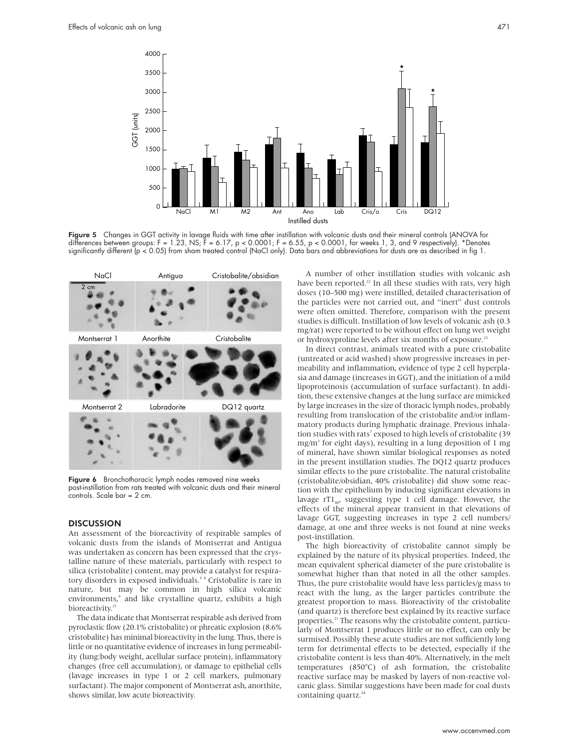**Figure 5** Changes in GGT activity in lavage fluids with time after instillation with volcanic dusts and their mineral controls (ANOVA for differences between groups: $F = 1.23$, NS; $F = 6.17$, $p < 0.0001$; $F = 6.55$, $p < 0.0001$, for weeks 1, 3, and 9 respectively). *Denotes significantly different ($p < 0.05$) from sham treated control (NaCl only). Data bars and abbreviations for dusts are as described in fig 1.

**Figure 6** Bronchothoracic lymph nodes removed nine weeks post-instillation from rats treated with volcanic dusts and their mineral controls. Scale bar = 2 cm.

## DISCUSSION

An assessment of the bioreactivity of respirable samples of volcanic dusts from the islands of Montserrat and Antigua was undertaken as concern has been expressed that the crystalline nature of these materials, particularly with respect to silica (cristobalite) content, may provide a catalyst for respiratory disorders in exposed individuals.[3 4] Cristobalite is rare in nature, but may be common in high silica volcanic environments,[9] and like crystalline quartz, exhibits a high bioreactivity.[21]

The data indicate that Montserrat respirable ash derived from pyroclastic flow (20.1% cristobalite) or phreatic explosion (8.6% cristobalite) has minimal bioreactivity in the lung. Thus, there is little or no quantitative evidence of increases in lung permeability (lung:body weight, acellular surface protein), inflammatory changes (free cell accumulation), or damage to epithelial cells (lavage increases in type 1 or 2 cell markers, pulmonary surfactant). The major component of Montserrat ash, anorthite, shows similar, low acute bioreactivity.

A number of other instillation studies with volcanic ash have been reported.[22] In all these studies with rats, very high doses (10–500 mg) were instilled, detailed characterisation of the particles were not carried out, and "inert" dust controls were often omitted. Therefore, comparison with the present studies is difficult. Instillation of low levels of volcanic ash (0.3 mg/rat) were reported to be without effect on lung wet weight or hydroxyproline levels after six months of exposure.[23]

In direct contrast, animals treated with a pure cristobalite (untreated or acid washed) show progressive increases in permeability and inflammation, evidence of type 2 cell hyperplasia and damage (increases in GGT), and the initiation of a mild lipoproteinosis (accumulation of surface surfactant). In addition, these extensive changes at the lung surface are mimicked by large increases in the size of thoracic lymph nodes, probably resulting from translocation of the cristobalite and/or inflammatory products during lymphatic drainage. Previous inhalation studies with rats[7] exposed to high levels of cristobalite (39 mg/m$^3$ for eight days), resulting in a lung deposition of 1 mg of mineral, have shown similar biological responses as noted in the present instillation studies. The DQ12 quartz produces similar effects to the pure cristobalite. The natural cristobalite (cristobalite/obsidian, 40% cristobalite) did show some reaction with the epithelium by inducing significant elevations in lavage $rT1_{40}$, suggesting type 1 cell damage. However, the effects of the mineral appear transient in that elevations of lavage GGT, suggesting increases in type 2 cell numbers/damage, at one and three weeks is not found at nine weeks post-instillation.

The high bioreactivity of cristobalite cannot simply be explained by the nature of its physical properties. Indeed, the mean equivalent spherical diameter of the pure cristobalite is somewhat higher than that noted in all the other samples. Thus, the pure cristobalite would have less particles/g mass to react with the lung, as the larger particles contribute the greatest proportion to mass. Bioreactivity of the cristobalite (and quartz) is therefore best explained by its reactive surface properties.[21] The reasons why the cristobalite content, particularly of Montserrat 1 produces little or no effect, can only be surmised. Possibly these acute studies are not sufficiently long term for detrimental effects to be detected, especially if the cristobalite content is less than 40%. Alternatively, in the melt temperatures (850°C) of ash formation, the cristobalite reactive surface may be masked by layers of non-reactive volcanic glass. Similar suggestions have been made for coal dusts containing quartz.[24]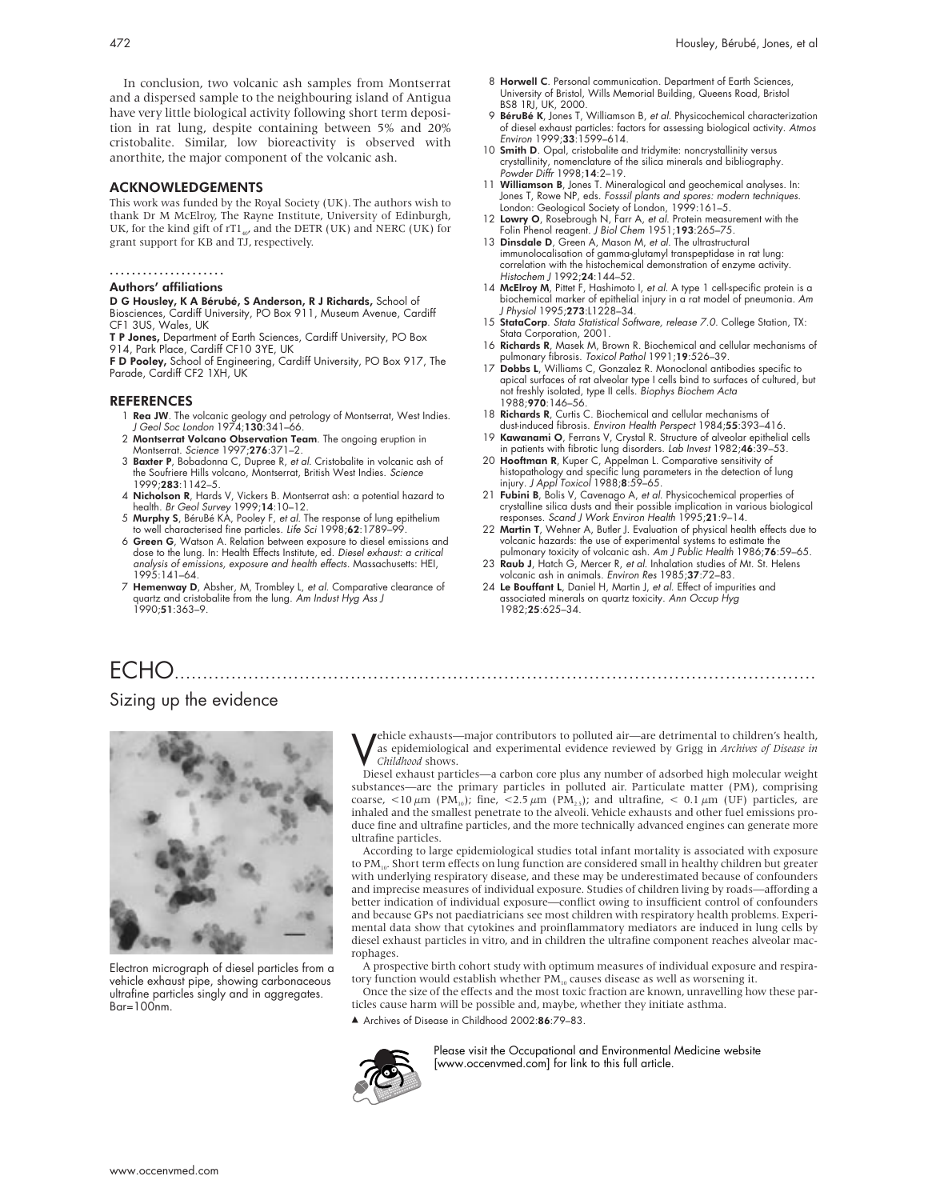In conclusion, two volcanic ash samples from Montserrat and a dispersed sample to the neighbouring island of Antigua have very little biological activity following short term deposition in rat lung, despite containing between 5% and 20% cristobalite. Similar, low bioreactivity is observed with anorthite, the major component of the volcanic ash.

## ACKNOWLEDGEMENTS

This work was funded by the Royal Society (UK). The authors wish to thank Dr M McElroy, The Rayne Institute, University of Edinburgh, UK, for the kind gift of $rT1_{40}$, and the DETR (UK) and NERC (UK) for grant support for KB and TJ, respectively.

### Authors' affiliations

**D G Housley, K A Bérubé, S Anderson, R J Richards,** School of Biosciences, Cardiff University, PO Box 911, Museum Avenue, Cardiff CF1 3US, Wales, UK

**T P Jones,** Department of Earth Sciences, Cardiff University, PO Box 914, Park Place, Cardiff CF10 3YE, UK

**F D Pooley,** School of Engineering, Cardiff University, PO Box 917, The Parade, Cardiff CF2 1XH, UK

## REFERENCES

1. **Rea JW**. The volcanic geology and petrology of Montserrat, West Indies. *J Geol Soc London* 1974;**130**:341–66.
2. **Montserrat Volcano Observation Team**. The ongoing eruption in Montserrat. *Science* 1997;**276**:371–2.
3. **Baxter P**, Bobadonna C, Dupree R, *et al*. Cristobalite in volcanic ash of the Soufriere Hills volcano, Montserrat, British West Indies. *Science* 1999;**283**:1142–5.
4. **Nicholson R**, Hards V, Vickers B. Montserrat ash: a potential hazard to health. *Br Geol Survey* 1999;**14**:10–12.
5. **Murphy S**, BéruBé KA, Pooley F, *et al*. The response of lung epithelium to well characterised fine particles. *Life Sci* 1998;**62**:1789–99.
6. **Green G**, Watson A. Relation between exposure to diesel emissions and dose to the lung. In: Health Effects Institute, ed. *Diesel exhaust: a critical analysis of emissions, exposure and health effects*. Massachusetts: HEI, 1995:141–64.
7. **Hemenway D**, Absher, M, Trombley L, *et al*. Comparative clearance of quartz and cristobalite from the lung. *Am Indust Hyg Ass J* 1990;**51**:363–9.
8. **Horwell C**. Personal communication. Department of Earth Sciences, University of Bristol, Wills Memorial Building, Queens Road, Bristol BS8 1RJ, UK, 2000.
9. **BéruBé K**, Jones T, Williamson B, *et al*. Physicochemical characterization of diesel exhaust particles: factors for assessing biological activity. *Atmos Environ* 1999;**33**:1599–614.
10. **Smith D**. Opal, cristobalite and tridymite: noncrystallinity versus crystallinity, nomenclature of the silica minerals and bibliography. *Powder Diffr* 1998;**14**:2–19.
11. **Williamson B**, Jones T. Mineralogical and geochemical analyses. In: Jones T, Rowe NP, eds. *Fosssil plants and spores: modern techniques*. London: Geological Society of London, 1999:161–5.
12. **Lowry O**, Rosebrough N, Farr A, *et al*. Protein measurement with the Folin Phenol reagent. *J Biol Chem* 1951;**193**:265–75.
13. **Dinsdale D**, Green A, Mason M, *et al*. The ultrastructural immunolocalisation of gamma-glutamyl transpeptidase in rat lung: correlation with the histochemical demonstration of enzyme activity. *Histochem J* 1992;**24**:144–52.
14. **McElroy M**, Pittet F, Hashimoto I, *et al*. A type 1 cell-specific protein is a biochemical marker of epithelial injury in a rat model of pneumonia. *Am J Physiol* 1995;**273**:L1228–34.
15. **StataCorp**. *Stata Statistical Software, release 7.0*. College Station, TX: Stata Corporation, 2001.
16. **Richards R**, Masek M, Brown R. Biochemical and cellular mechanisms of pulmonary fibrosis. *Toxicol Pathol* 1991;**19**:526–39.
17. **Dobbs L**, Williams C, Gonzalez R. Monoclonal antibodies specific to apical surfaces of rat alveolar type I cells bind to surfaces of cultured, but not freshly isolated, type II cells. *Biophys Biochem Acta* 1988;**970**:146–56.
18. **Richards R**, Curtis C. Biochemical and cellular mechanisms of dust-induced fibrosis. *Environ Health Perspect* 1984;**55**:393–416.
19. **Kawanami O**, Ferrans V, Crystal R. Structure of alveolar epithelial cells in patients with fibrotic lung disorders. *Lab Invest* 1982;**46**:39–53.
20. **Hooftman R**, Kuper C, Appelman L. Comparative sensitivity of histopathology and specific lung parameters in the detection of lung injury. *J Appl Toxicol* 1988;**8**:59–65.
21. **Fubini B**, Bolis V, Cavenago A, *et al*. Physicochemical properties of crystalline silica dusts and their possible implication in various biological responses. *Scand J Work Environ Health* 1995;**21**:9–14.
22. **Martin T**, Wehner A, Butler J. Evaluation of physical health effects due to volcanic hazards: the use of experimental systems to estimate the pulmonary toxicity of volcanic ash. *Am J Public Health* 1986;**76**:59–65.
23. **Raub J**, Hatch G, Mercer R, *et al*. Inhalation studies of Mt. St. Helens volcanic ash in animals. *Environ Res* 1985;**37**:72–83.
24. **Le Bouffant L**, Daniel H, Martin J, *et al*. Effect of impurities and associated minerals on quartz toxicity. *Ann Occup Hyg* 1982;**25**:625–34.

# ECHO

## Sizing up the evidence

Electron micrograph of diesel particles from a vehicle exhaust pipe, showing carbonaceous ultrafine particles singly and in aggregates. Bar=100nm.

Vehicle exhausts—major contributors to polluted air—are detrimental to children's health, as epidemiological and experimental evidence reviewed by Grigg in *Archives of Disease in Childhood* shows.

Diesel exhaust particles—a carbon core plus any number of adsorbed high molecular weight substances—are the primary particles in polluted air. Particulate matter (PM), comprising coarse, <10 μm ($PM_{10}$); fine, <2.5 μm ($PM_{2.5}$); and ultrafine, < 0.1 μm (UF) particles, are inhaled and the smallest penetrate to the alveoli. Vehicle exhausts and other fuel emissions produce fine and ultrafine particles, and the more technically advanced engines can generate more ultrafine particles.

According to large epidemiological studies total infant mortality is associated with exposure to $PM_{10}$. Short term effects on lung function are considered small in healthy children but greater with underlying respiratory disease, and these may be underestimated because of confounders and imprecise measures of individual exposure. Studies of children living by roads—affording a better indication of individual exposure—conflict owing to insufficient control of confounders and because GPs not paediatricians see most children with respiratory health problems. Experimental data show that cytokines and proinflammatory mediators are induced in lung cells by diesel exhaust particles in vitro, and in children the ultrafine component reaches alveolar macrophages.

A prospective birth cohort study with optimum measures of individual exposure and respiratory function would establish whether $PM_{10}$ causes disease as well as worsening it.

Once the size of the effects and the most toxic fraction are known, unravelling how these particles cause harm will be possible and, maybe, whether they initiate asthma.

▲ Archives of Disease in Childhood 2002:**86**:79–83.

Please visit the Occupational and Environmental Medicine website [www.occenvmed.com] for link to this full article.